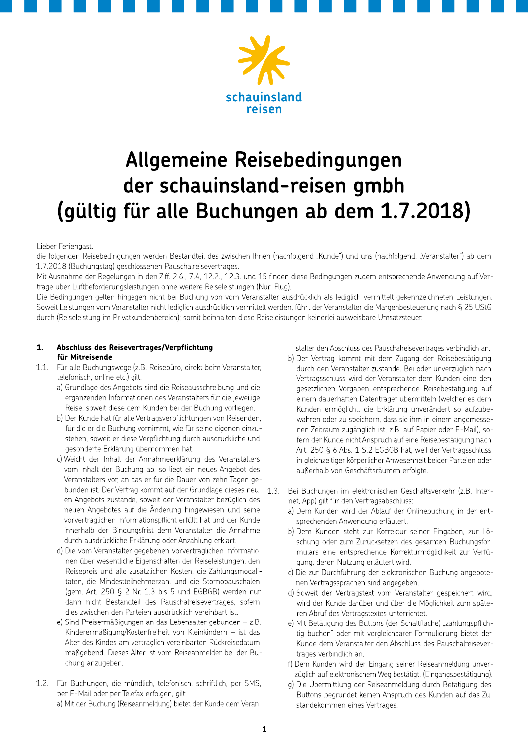schauinsland reisen

# Allgemeine Reisebedingungen der schauinsland-reisen gmbh (gültig für alle Buchungen ab dem 1.7.2018)

Lieber Feriengast,

die folgenden Reisebedingungen werden Bestandteil des zwischen Ihnen (nachfolgend „Kunde") und uns (nachfolgend: „Veranstalter") ab dem 1.7.2018 (Buchungstag) geschlossenen Pauschalreisevertrages.

Mit Ausnahme der Regelungen in den Ziff. 2.6., 7.4, 12.2., 12.3. und 15 finden diese Bedingungen zudem entsprechende Anwendung auf Verträge über Luftbeförderungsleistungen ohne weitere Reiseleistungen (Nur-Flug).

Die Bedingungen gelten hingegen nicht bei Buchung von vom Veranstalter ausdrücklich als lediglich vermittelt gekennzeichneten Leistungen. Soweit Leistungen vom Veranstalter nicht lediglich ausdrücklich vermittelt werden, führt der Veranstalter die Margenbesteuerung nach § 25 UStG durch (Reiseleistung im Privatkundenbereich); somit beinhalten diese Reiseleistungen keinerlei ausweisbare Umsatzsteuer.

## 1. Abschluss des Reisevertrages/Verpflichtung für Mitreisende

1.1. Für alle Buchungswege (z.B. Reisebüro, direkt beim Veranstalter, telefonisch, online etc.) gilt:

a) Grundlage des Angebots sind die Reiseausschreibung und die ergänzenden Informationen des Veranstalters für die jeweilige Reise, soweit diese dem Kunden bei der Buchung vorliegen.

b) Der Kunde hat für alle Vertragsverpflichtungen von Reisenden, für die er die Buchung vornimmt, wie für seine eigenen einzustehen, soweit er diese Verpflichtung durch ausdrückliche und gesonderte Erklärung übernommen hat.

c) Weicht der Inhalt der Annahmeerklärung des Veranstalters vom Inhalt der Buchung ab, so liegt ein neues Angebot des Veranstalters vor, an das er für die Dauer von zehn Tagen gebunden ist. Der Vertrag kommt auf der Grundlage dieses neuen Angebots zustande, soweit der Veranstalter bezüglich des neuen Angebotes auf die Änderung hingewiesen und seine vorvertraglichen Informationspflicht erfüllt hat und der Kunde innerhalb der Bindungsfrist dem Veranstalter die Annahme durch ausdrückliche Erklärung oder Anzahlung erklärt.

d) Die vom Veranstalter gegebenen vorvertraglichen Informationen über wesentliche Eigenschaften der Reiseleistungen, den Reisepreis und alle zusätzlichen Kosten, die Zahlungsmodalitäten, die Mindestteilnehmerzahl und die Stornopauschalen (gem. Art. 250 § 2 Nr. 1,3 bis 5 und EGBGB) werden nur dann nicht Bestandteil des Pauschalreisevertrages, sofern dies zwischen den Parteien ausdrücklich vereinbart ist.

e) Sind Preisermäßigungen an das Lebensalter gebunden – z.B. Kinderermäßigung/Kostenfreiheit von Kleinkindern – ist das Alter des Kindes am vertraglich vereinbarten Rückreisedatum maßgebend. Dieses Alter ist vom Reiseanmelder bei der Buchung anzugeben.

1.2. Für Buchungen, die mündlich, telefonisch, schriftlich, per SMS, per E-Mail oder per Telefax erfolgen, gilt:

a) Mit der Buchung (Reiseanmeldung) bietet der Kunde dem Veranstalter den Abschluss des Pauschalreisevertrages verbindlich an.

b) Der Vertrag kommt mit dem Zugang der Reisebestätigung durch den Veranstalter zustande. Bei oder unverzüglich nach Vertragsschluss wird der Veranstalter dem Kunden eine den gesetzlichen Vorgaben entsprechende Reisebestätigung auf einem dauerhaften Datenträger übermitteln (welcher es dem Kunden ermöglicht, die Erklärung unverändert so aufzubewahren oder zu speichern, dass sie ihm in einem angemessenen Zeitraum zugänglich ist, z.B. auf Papier oder E-Mail), sofern der Kunde nicht Anspruch auf eine Reisebestätigung nach Art. 250 § 6 Abs. 1 S.2 EGBGB hat, weil der Vertragsschluss in gleichzeitiger körperlicher Anwesenheit beider Parteien oder außerhalb von Geschäftsräumen erfolgte.

1.3. Bei Buchungen im elektronischen Geschäftsverkehr (z.B. Internet, App) gilt für den Vertragsabschluss:

a) Dem Kunden wird der Ablauf der Onlinebuchung in der entsprechenden Anwendung erläutert.

b) Dem Kunden steht zur Korrektur seiner Eingaben, zur Löschung oder zum Zurücksetzen des gesamten Buchungsformulars eine entsprechende Korrekturmöglichkeit zur Verfügung, deren Nutzung erläutert wird.

c) Die zur Durchführung der elektronischen Buchung angebotenen Vertragssprachen sind angegeben.

d) Soweit der Vertragstext vom Veranstalter gespeichert wird, wird der Kunde darüber und über die Möglichkeit zum späteren Abruf des Vertragstextes unterrichtet.

e) Mit Betätigung des Buttons (der Schaltfläche) „zahlungspflichtig buchen" oder mit vergleichbarer Formulierung bietet der Kunde dem Veranstalter den Abschluss des Pauschalreisevertrages verbindlich an.

f) Dem Kunden wird der Eingang seiner Reiseanmeldung unverzüglich auf elektronischem Weg bestätigt. (Eingangsbestätigung).

g) Die Übermittlung der Reiseanmeldung durch Betätigung des Buttons begründet keinen Anspruch des Kunden auf das Zustandekommen eines Vertrages.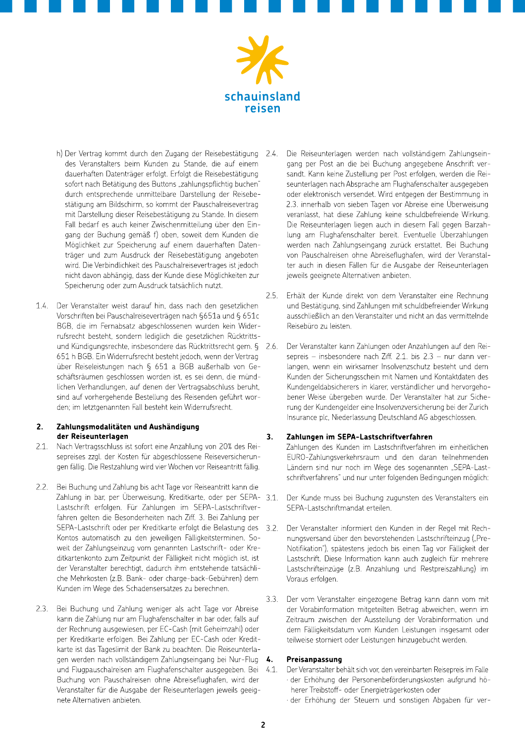h) Der Vertrag kommt durch den Zugang der Reisebestätigung des Veranstalters beim Kunden zu Stande, die auf einem dauerhaften Datenträger erfolgt. Erfolgt die Reisebestätigung sofort nach Betätigung des Buttons „zahlungspflichtig buchen" durch entsprechende unmittelbare Darstellung der Reisebestätigung am Bildschirm, so kommt der Pauschalreisevertrag mit Darstellung dieser Reisebestätigung zu Stande. In diesem Fall bedarf es auch keiner Zwischenmitteilung über den Eingang der Buchung gemäß f) oben, soweit dem Kunden die Möglichkeit zur Speicherung auf einem dauerhaften Datenträger und zum Ausdruck der Reisebestätigung angeboten wird. Die Verbindlichkeit des Pauschalreisevertrages ist jedoch nicht davon abhängig, dass der Kunde diese Möglichkeiten zur Speicherung oder zum Ausdruck tatsächlich nutzt.

1.4. Der Veranstalter weist darauf hin, dass nach den gesetzlichen Vorschriften bei Pauschalreiseverträgen nach §651a und § 651c BGB, die im Fernabsatz abgeschlossenen wurden kein Widerrufsrecht besteht, sondern lediglich die gesetzlichen Rücktritts- und Kündigungsrechte, insbesondere das Rücktrittsrecht gem. § 651 h BGB. Ein Widerrufsrecht besteht jedoch, wenn der Vertrag über Reiseleistungen nach § 651 a BGB außerhalb von Geschäftsräumen geschlossen worden ist, es sei denn, die mündlichen Verhandlungen, auf denen der Vertragsabschluss beruht, sind auf vorhergehende Bestellung des Reisenden geführt worden; im letztgenannten Fall besteht kein Widerrufsrecht.

## 2. Zahlungsmodalitäten und Aushändigung der Reiseunterlagen

2.1. Nach Vertragsschluss ist sofort eine Anzahlung von 20% des Reisepreises zzgl. der Kosten für abgeschlossene Reiseversicherungen fällig. Die Restzahlung wird vier Wochen vor Reiseantritt fällig.

2.2. Bei Buchung und Zahlung bis acht Tage vor Reiseantritt kann die Zahlung in bar, per Überweisung, Kreditkarte, oder per SEPA-Lastschrift erfolgen. Für Zahlungen im SEPA-Lastschriftverfahren gelten die Besonderheiten nach Ziff. 3. Bei Zahlung per SEPA-Lastschrift oder per Kreditkarte erfolgt die Belastung des Kontos automatisch zu den jeweiligen Fälligkeitsterminen. Soweit der Zahlungseinzug vom genannten Lastschrift- oder Kreditkartenkonto zum Zeitpunkt der Fälligkeit nicht möglich ist, ist der Veranstalter berechtigt, dadurch ihm entstehende tatsächliche Mehrkosten (z.B. Bank- oder charge-back-Gebühren) dem Kunden im Wege des Schadensersatzes zu berechnen.

2.3. Bei Buchung und Zahlung weniger als acht Tage vor Abreise kann die Zahlung nur am Flughafenschalter in bar oder, falls auf der Rechnung ausgewiesen, per EC-Cash (mit Geheimzahl) oder per Kreditkarte erfolgen. Bei Zahlung per EC-Cash oder Kreditkarte ist das Tageslimit der Bank zu beachten. Die Reiseunterlagen werden nach vollständigem Zahlungseingang bei Nur-Flug und Flugpauschalreisen am Flughafenschalter ausgegeben. Bei Buchung von Pauschalreisen ohne Abreiseflughafen, wird der Veranstalter für die Ausgabe der Reiseunterlagen jeweils geeignete Alternativen anbieten.

2.4. Die Reiseunterlagen werden nach vollständigem Zahlungseingang per Post an die bei Buchung angegebene Anschrift versandt. Kann keine Zustellung per Post erfolgen, werden die Reiseunterlagen nach Absprache am Flughafenschalter ausgegeben oder elektronisch versendet. Wird entgegen der Bestimmung in 2.3. innerhalb von sieben Tagen vor Abreise eine Überweisung veranlasst, hat diese Zahlung keine schuldbefreiende Wirkung. Die Reiseunterlagen liegen auch in diesem Fall gegen Barzahlung am Flughafenschalter bereit. Eventuelle Überzahlungen werden nach Zahlungseingang zurück erstattet. Bei Buchung von Pauschalreisen ohne Abreiseflughafen, wird der Veranstalter auch in diesen Fällen für die Ausgabe der Reiseunterlagen jeweils geeignete Alternativen anbieten.

2.5. Erhält der Kunde direkt von dem Veranstalter eine Rechnung und Bestätigung, sind Zahlungen mit schuldbefreiender Wirkung ausschließlich an den Veranstalter und nicht an das vermittelnde Reisebüro zu leisten.

2.6. Der Veranstalter kann Zahlungen oder Anzahlungen auf den Reisepreis – insbesondere nach Ziff. 2.1. bis 2.3 – nur dann verlangen, wenn ein wirksamer Insolvenzschutz besteht und dem Kunden der Sicherungsschein mit Namen und Kontaktdaten des Kundengeldabsicherers in klarer, verständlicher und hervorgehobener Weise übergeben wurde. Der Veranstalter hat zur Sicherung der Kundengelder eine Insolvenzversicherung bei der Zurich Insurance plc, Niederlassung Deutschland AG abgeschlossen.

## 3. Zahlungen im SEPA-Lastschriftverfahren

Zahlungen des Kunden im Lastschriftverfahren im einheitlichen EURO-Zahlungsverkehrsraum und den daran teilnehmenden Ländern sind nur noch im Wege des sogenannten „SEPA-Lastschriftverfahrens" und nur unter folgenden Bedingungen möglich:

3.1. Der Kunde muss bei Buchung zugunsten des Veranstalters ein SEPA-Lastschriftmandat erteilen.

3.2. Der Veranstalter informiert den Kunden in der Regel mit Rechnungsversand über den bevorstehenden Lastschrifteinzug („Pre-Notifikation"), spätestens jedoch bis einen Tag vor Fälligkeit der Lastschrift. Diese Information kann auch zugleich für mehrere Lastschrifteinzüge (z.B. Anzahlung und Restpreiszahlung) im Voraus erfolgen.

3.3. Der vom Veranstalter eingezogene Betrag kann dann vom mit der Vorabinformation mitgeteilten Betrag abweichen, wenn im Zeitraum zwischen der Ausstellung der Vorabinformation und dem Fälligkeitsdatum vom Kunden Leistungen insgesamt oder teilweise storniert oder Leistungen hinzugebucht werden.

## 4. Preisanpassung

4.1. Der Veranstalter behält sich vor, den vereinbarten Reisepreis im Falle
- der Erhöhung der Personenbeförderungskosten aufgrund höherer Treibstoff- oder Energieträgerkosten oder
- der Erhöhung der Steuern und sonstigen Abgaben für ver-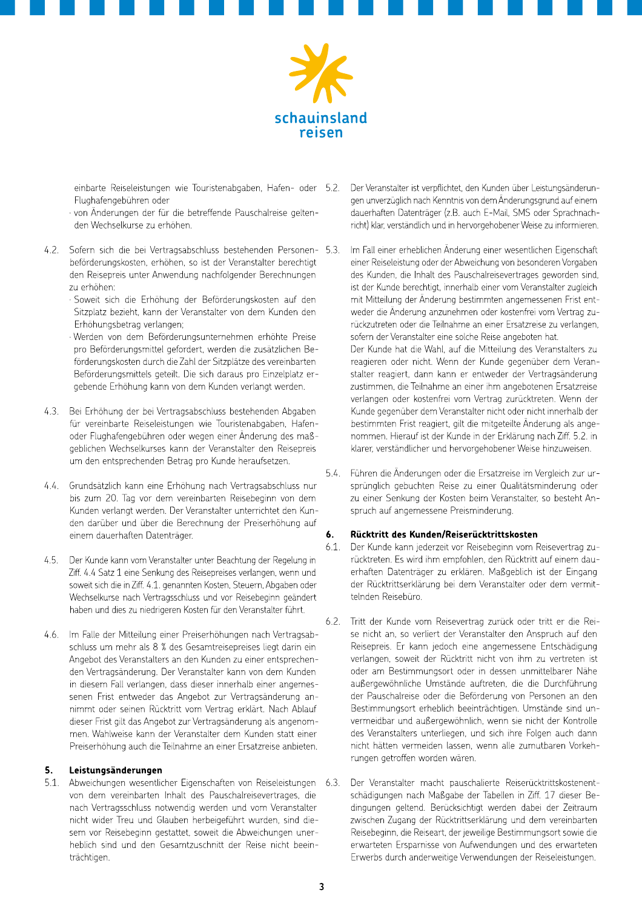einbarte Reiseleistungen wie Touristenabgaben, Hafen- oder Flughafengebühren oder
- von Änderungen der für die betreffende Pauschalreise geltenden Wechselkurse zu erhöhen.

4.2. Sofern sich die bei Vertragsabschluss bestehenden Personenbeförderungskosten, erhöhen, so ist der Veranstalter berechtigt den Reisepreis unter Anwendung nachfolgender Berechnungen zu erhöhen:
- Soweit sich die Erhöhung der Beförderungskosten auf den Sitzplatz bezieht, kann der Veranstalter von dem Kunden den Erhöhungsbetrag verlangen;
- Werden von dem Beförderungsunternehmen erhöhte Preise pro Beförderungsmittel gefordert, werden die zusätzlichen Beförderungskosten durch die Zahl der Sitzplätze des vereinbarten Beförderungsmittels geteilt. Die sich daraus pro Einzelplatz ergebende Erhöhung kann von dem Kunden verlangt werden.

4.3. Bei Erhöhung der bei Vertragsabschluss bestehenden Abgaben für vereinbarte Reiseleistungen wie Touristenabgaben, Hafen- oder Flughafengebühren oder wegen einer Änderung des maßgeblichen Wechselkurses kann der Veranstalter den Reisepreis um den entsprechenden Betrag pro Kunde heraufsetzen.

4.4. Grundsätzlich kann eine Erhöhung nach Vertragsabschluss nur bis zum 20. Tag vor dem vereinbarten Reisebeginn von dem Kunden verlangt werden. Der Veranstalter unterrichtet den Kunden darüber und über die Berechnung der Preiserhöhung auf einem dauerhaften Datenträger.

4.5. Der Kunde kann vom Veranstalter unter Beachtung der Regelung in Ziff. 4.4 Satz 1 eine Senkung des Reisepreises verlangen, wenn und soweit sich die in Ziff. 4.1. genannten Kosten, Steuern, Abgaben oder Wechselkurse nach Vertragsschluss und vor Reisebeginn geändert haben und dies zu niedrigeren Kosten für den Veranstalter führt.

4.6. Im Falle der Mitteilung einer Preiserhöhungen nach Vertragsabschluss um mehr als 8 % des Gesamtreisepreises liegt darin ein Angebot des Veranstalters an den Kunden zu einer entsprechenden Vertragsänderung. Der Veranstalter kann von dem Kunden in diesem Fall verlangen, dass dieser innerhalb einer angemessenen Frist entweder das Angebot zur Vertragsänderung annimmt oder seinen Rücktritt vom Vertrag erklärt. Nach Ablauf dieser Frist gilt das Angebot zur Vertragsänderung als angenommen. Wahlweise kann der Veranstalter dem Kunden statt einer Preiserhöhung auch die Teilnahme an einer Ersatzreise anbieten.

## 5. Leistungsänderungen

5.1. Abweichungen wesentlicher Eigenschaften von Reiseleistungen von dem vereinbarten Inhalt des Pauschalreisevertrages, die nach Vertragsschluss notwendig werden und vom Veranstalter nicht wider Treu und Glauben herbeigeführt wurden, sind diesem vor Reisebeginn gestattet, soweit die Abweichungen unerheblich sind und den Gesamtzuschnitt der Reise nicht beeinträchtigen.

5.2. Der Veranstalter ist verpflichtet, den Kunden über Leistungsänderungen unverzüglich nach Kenntnis von dem Änderungsgrund auf einem dauerhaften Datenträger (z.B. auch E-Mail, SMS oder Sprachnachricht) klar, verständlich und in hervorgehobener Weise zu informieren.

5.3. Im Fall einer erheblichen Änderung einer wesentlichen Eigenschaft einer Reiseleistung oder der Abweichung von besonderen Vorgaben des Kunden, die Inhalt des Pauschalreisevertrages geworden sind, ist der Kunde berechtigt, innerhalb einer vom Veranstalter zugleich mit Mitteilung der Änderung bestimmten angemessenen Frist entweder die Änderung anzunehmen oder kostenfrei vom Vertrag zurückzutreten oder die Teilnahme an einer Ersatzreise zu verlangen, sofern der Veranstalter eine solche Reise angeboten hat.
Der Kunde hat die Wahl, auf die Mitteilung des Veranstalters zu reagieren oder nicht. Wenn der Kunde gegenüber dem Veranstalter reagiert, dann kann er entweder der Vertragsänderung zustimmen, die Teilnahme an einer ihm angebotenen Ersatzreise verlangen oder kostenfrei vom Vertrag zurücktreten. Wenn der Kunde gegenüber dem Veranstalter nicht oder nicht innerhalb der bestimmten Frist reagiert, gilt die mitgeteilte Änderung als angenommen. Hierauf ist der Kunde in der Erklärung nach Ziff. 5.2. in klarer, verständlicher und hervorgehobener Weise hinzuweisen.

5.4. Führen die Änderungen oder die Ersatzreise im Vergleich zur ursprünglich gebuchten Reise zu einer Qualitätsminderung oder zu einer Senkung der Kosten beim Veranstalter, so besteht Anspruch auf angemessene Preisminderung.

## 6. Rücktritt des Kunden/Reiserücktrittskosten

6.1. Der Kunde kann jederzeit vor Reisebeginn vom Reisevertrag zurücktreten. Es wird ihm empfohlen, den Rücktritt auf einem dauerhaften Datenträger zu erklären. Maßgeblich ist der Eingang der Rücktrittserklärung bei dem Veranstalter oder dem vermittelnden Reisebüro.

6.2. Tritt der Kunde vom Reisevertrag zurück oder tritt er die Reise nicht an, so verliert der Veranstalter den Anspruch auf den Reisepreis. Er kann jedoch eine angemessene Entschädigung verlangen, soweit der Rücktritt nicht von ihm zu vertreten ist oder am Bestimmungsort oder in dessen unmittelbarer Nähe außergewöhnliche Umstände auftreten, die die Durchführung der Pauschalreise oder die Beförderung von Personen an den Bestimmungsort erheblich beeinträchtigen. Umstände sind unvermeidbar und außergewöhnlich, wenn sie nicht der Kontrolle des Veranstalters unterliegen, und sich ihre Folgen auch dann nicht hätten vermeiden lassen, wenn alle zumutbaren Vorkehrungen getroffen worden wären.

6.3. Der Veranstalter macht pauschalierte Reiserücktrittskostenentschädigungen nach Maßgabe der Tabellen in Ziff. 17 dieser Bedingungen geltend. Berücksichtigt werden dabei der Zeitraum zwischen Zugang der Rücktrittserklärung und dem vereinbarten Reisebeginn, die Reiseart, der jeweilige Bestimmungsort sowie die erwarteten Ersparnisse von Aufwendungen und des erwarteten Erwerbs durch anderweitige Verwendungen der Reiseleistungen.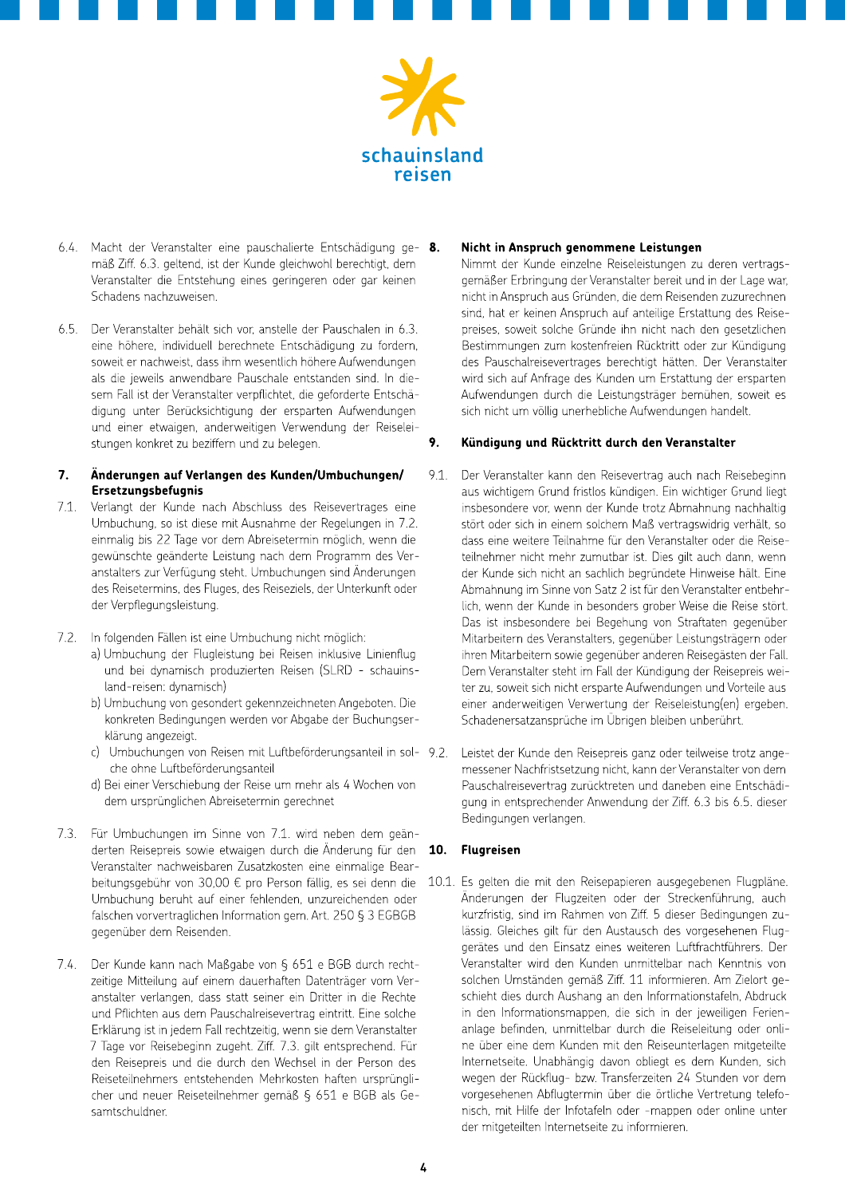6.4. Macht der Veranstalter eine pauschalierte Entschädigung gemäß Ziff. 6.3. geltend, ist der Kunde gleichwohl berechtigt, dem Veranstalter die Entstehung eines geringeren oder gar keinen Schadens nachzuweisen.

6.5. Der Veranstalter behält sich vor, anstelle der Pauschalen in 6.3. eine höhere, individuell berechnete Entschädigung zu fordern, soweit er nachweist, dass ihm wesentlich höhere Aufwendungen als die jeweils anwendbare Pauschale entstanden sind. In diesem Fall ist der Veranstalter verpflichtet, die geforderte Entschädigung unter Berücksichtigung der ersparten Aufwendungen und einer etwaigen, anderweitigen Verwendung der Reiseleistungen konkret zu beziffern und zu belegen.

## 7. Änderungen auf Verlangen des Kunden/Umbuchungen/ Ersetzungsbefugnis

7.1. Verlangt der Kunde nach Abschluss des Reisevertrages eine Umbuchung, so ist diese mit Ausnahme der Regelungen in 7.2. einmalig bis 22 Tage vor dem Abreisetermin möglich, wenn die gewünschte geänderte Leistung nach dem Programm des Veranstalters zur Verfügung steht. Umbuchungen sind Änderungen des Reisetermins, des Fluges, des Reiseziels, der Unterkunft oder der Verpflegungsleistung.

7.2. In folgenden Fällen ist eine Umbuchung nicht möglich:

a) Umbuchung der Flugleistung bei Reisen inklusive Linienflug und bei dynamisch produzierten Reisen (SLRD - schauinsland-reisen: dynamisch)

b) Umbuchung von gesondert gekennzeichneten Angeboten. Die konkreten Bedingungen werden vor Abgabe der Buchungserklärung angezeigt.

c) Umbuchungen von Reisen mit Luftbeförderungsanteil in solche ohne Luftbeförderungsanteil

d) Bei einer Verschiebung der Reise um mehr als 4 Wochen von dem ursprünglichen Abreisetermin gerechnet

7.3. Für Umbuchungen im Sinne von 7.1. wird neben dem geänderten Reisepreis sowie etwaigen durch die Änderung für den Veranstalter nachweisbaren Zusatzkosten eine einmalige Bearbeitungsgebühr von 30,00 € pro Person fällig, es sei denn die Umbuchung beruht auf einer fehlenden, unzureichenden oder falschen vorvertraglichen Information gem. Art. 250 § 3 EGBGB gegenüber dem Reisenden.

7.4. Der Kunde kann nach Maßgabe von § 651 e BGB durch rechtzeitige Mitteilung auf einem dauerhaften Datenträger vom Veranstalter verlangen, dass statt seiner ein Dritter in die Rechte und Pflichten aus dem Pauschalreisevertrag eintritt. Eine solche Erklärung ist in jedem Fall rechtzeitig, wenn sie dem Veranstalter 7 Tage vor Reisebeginn zugeht. Ziff. 7.3. gilt entsprechend. Für den Reisepreis und die durch den Wechsel in der Person des Reiseteilnehmers entstehenden Mehrkosten haften ursprünglicher und neuer Reiseteilnehmer gemäß § 651 e BGB als Gesamtschuldner.

## 8. Nicht in Anspruch genommene Leistungen

Nimmt der Kunde einzelne Reiseleistungen zu deren vertragsgemäßer Erbringung der Veranstalter bereit und in der Lage war, nicht in Anspruch aus Gründen, die dem Reisenden zuzurechnen sind, hat er keinen Anspruch auf anteilige Erstattung des Reisepreises, soweit solche Gründe ihn nicht nach den gesetzlichen Bestimmungen zum kostenfreien Rücktritt oder zur Kündigung des Pauschalreisevertrages berechtigt hätten. Der Veranstalter wird sich auf Anfrage des Kunden um Erstattung der ersparten Aufwendungen durch die Leistungsträger bemühen, soweit es sich nicht um völlig unerhebliche Aufwendungen handelt.

## 9. Kündigung und Rücktritt durch den Veranstalter

9.1. Der Veranstalter kann den Reisevertrag auch nach Reisebeginn aus wichtigem Grund fristlos kündigen. Ein wichtiger Grund liegt insbesondere vor, wenn der Kunde trotz Abmahnung nachhaltig stört oder sich in einem solchem Maß vertragswidrig verhält, so dass eine weitere Teilnahme für den Veranstalter oder die Reiseteilnehmer nicht mehr zumutbar ist. Dies gilt auch dann, wenn der Kunde sich nicht an sachlich begründete Hinweise hält. Eine Abmahnung im Sinne von Satz 2 ist für den Veranstalter entbehrlich, wenn der Kunde in besonders grober Weise die Reise stört. Das ist insbesondere bei Begehung von Straftaten gegenüber Mitarbeitern des Veranstalters, gegenüber Leistungsträgern oder ihren Mitarbeitern sowie gegenüber anderen Reisegästen der Fall. Dem Veranstalter steht im Fall der Kündigung der Reisepreis weiter zu, soweit sich nicht ersparte Aufwendungen und Vorteile aus einer anderweitigen Verwertung der Reiseleistung(en) ergeben. Schadenersatzansprüche im Übrigen bleiben unberührt.

9.2. Leistet der Kunde den Reisepreis ganz oder teilweise trotz angemessener Nachfristsetzung nicht, kann der Veranstalter von dem Pauschalreisevertrag zurücktreten und daneben eine Entschädigung in entsprechender Anwendung der Ziff. 6.3 bis 6.5. dieser Bedingungen verlangen.

## 10. Flugreisen

10.1. Es gelten die mit den Reisepapieren ausgegebenen Flugpläne. Änderungen der Flugzeiten oder der Streckenführung, auch kurzfristig, sind im Rahmen von Ziff. 5 dieser Bedingungen zulässig. Gleiches gilt für den Austausch des vorgesehenen Fluggerätes und den Einsatz eines weiteren Luftfrachtführers. Der Veranstalter wird den Kunden unmittelbar nach Kenntnis von solchen Umständen gemäß Ziff. 11 informieren. Am Zielort geschieht dies durch Aushang an den Informationstafeln, Abdruck in den Informationsmappen, die sich in der jeweiligen Ferienanlage befinden, unmittelbar durch die Reiseleitung oder online über eine dem Kunden mit den Reiseunterlagen mitgeteilte Internetseite. Unabhängig davon obliegt es dem Kunden, sich wegen der Rückflug- bzw. Transferzeiten 24 Stunden vor dem vorgesehenen Abflugtermin über die örtliche Vertretung telefonisch, mit Hilfe der Infotafeln oder -mappen oder online unter der mitgeteilten Internetseite zu informieren.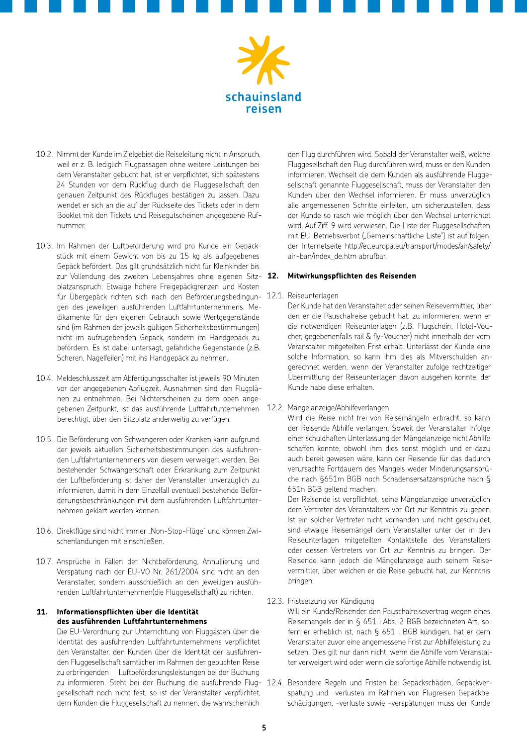10.2. Nimmt der Kunde im Zielgebiet die Reiseleitung nicht in Anspruch, weil er z. B. lediglich Flugpassagen ohne weitere Leistungen bei dem Veranstalter gebucht hat, ist er verpflichtet, sich spätestens 24 Stunden vor dem Rückflug durch die Fluggesellschaft den genauen Zeitpunkt des Rückfluges bestätigen zu lassen. Dazu wendet er sich an die auf der Rückseite des Tickets oder in dem Booklet mit den Tickets und Reisegutscheinen angegebene Rufnummer.

10.3. Im Rahmen der Luftbeförderung wird pro Kunde ein Gepäckstück mit einem Gewicht von bis zu 15 kg als aufgegebenes Gepäck befördert. Das gilt grundsätzlich nicht für Kleinkinder bis zur Vollendung des zweiten Lebensjahres ohne eigenen Sitzplatzanspruch. Etwaige höhere Freigepäckgrenzen und Kosten für Übergepäck richten sich nach den Beförderungsbedingungen des jeweiligen ausführenden Luftfahrtunternehmens. Medikamente für den eigenen Gebrauch sowie Wertgegenstände sind (im Rahmen der jeweils gültigen Sicherheitsbestimmungen) nicht im aufzugebenden Gepäck, sondern im Handgepäck zu befördern. Es ist dabei untersagt, gefährliche Gegenstände (z.B. Scheren, Nagelfeilen) mit ins Handgepäck zu nehmen.

10.4. Meldeschlusszeit am Abfertigungsschalter ist jeweils 90 Minuten vor der angegebenen Abflugzeit. Ausnahmen sind den Flugplänen zu entnehmen. Bei Nichterscheinen zu dem oben angegebenen Zeitpunkt, ist das ausführende Luftfahrtunternehmen berechtigt, über den Sitzplatz anderweitig zu verfügen.

10.5. Die Beförderung von Schwangeren oder Kranken kann aufgrund der jeweils aktuellen Sicherheitsbestimmungen des ausführenden Luftfahrtunternehmens von diesem verweigert werden. Bei bestehender Schwangerschaft oder Erkrankung zum Zeitpunkt der Luftbeförderung ist daher der Veranstalter unverzüglich zu informieren, damit in dem Einzelfall eventuell bestehende Beförderungsbeschränkungen mit dem ausführenden Luftfahrtunternehmen geklärt werden können.

10.6. Direktflüge sind nicht immer „Non-Stop-Flüge" und können Zwischenlandungen mit einschließen.

10.7. Ansprüche in Fällen der Nichtbeförderung, Annullierung und Verspätung nach der EU-VO Nr. 261/2004 sind nicht an den Veranstalter, sondern ausschließlich an den jeweiligen ausführenden Luftfahrtunternehmen(die Fluggesellschaft) zu richten.

## 11. Informationspflichten über die Identität des ausführenden Luftfahrtunternehmens

Die EU-Verordnung zur Unterrichtung von Fluggästen über die Identität des ausführenden Luftfahrtunternehmens verpflichtet den Veranstalter, den Kunden über die Identität der ausführenden Fluggesellschaft sämtlicher im Rahmen der gebuchten Reise zu erbringenden Luftbeförderungsleistungen bei der Buchung zu informieren. Steht bei der Buchung die ausführende Fluggesellschaft noch nicht fest, so ist der Veranstalter verpflichtet, dem Kunden die Fluggesellschaft zu nennen, die wahrscheinlich den Flug durchführen wird. Sobald der Veranstalter weiß, welche Fluggesellschaft den Flug durchführen wird, muss er den Kunden informieren. Wechselt die dem Kunden als ausführende Fluggesellschaft genannte Fluggesellschaft, muss der Veranstalter den Kunden über den Wechsel informieren. Er muss unverzüglich alle angemessenen Schritte einleiten, um sicherzustellen, dass der Kunde so rasch wie möglich über den Wechsel unterrichtet wird. Auf Ziff. 9 wird verwiesen. Die Liste der Fluggesellschaften mit EU-Betriebsverbot („Gemeinschaftliche Liste") ist auf folgender Internetseite http://ec.europa.eu/transport/modes/air/safety/air-ban/index_de.htm abrufbar.

## 12. Mitwirkungspflichten des Reisenden

12.1. Reiseunterlagen
Der Kunde hat den Veranstalter oder seinen Reisevermittler, über den er die Pauschalreise gebucht hat, zu informieren, wenn er die notwendigen Reiseunterlagen (z.B. Flugschein, Hotel-Voucher, gegebenenfalls rail & fly-Voucher) nicht innerhalb der vom Veranstalter mitgeteilten Frist erhält. Unterlässt der Kunde eine solche Information, so kann ihm dies als Mitverschulden angerechnet werden, wenn der Veranstalter zufolge rechtzeitiger Übermittlung der Reiseunterlagen davon ausgehen konnte, der Kunde habe diese erhalten.

12.2. Mängelanzeige/Abhilfeverlangen
Wird die Reise nicht frei von Reisemängeln erbracht, so kann der Reisende Abhilfe verlangen. Soweit der Veranstalter infolge einer schuldhaften Unterlassung der Mängelanzeige nicht Abhilfe schaffen konnte, obwohl ihm dies sonst möglich und er dazu auch bereit gewesen wäre, kann der Reisende für das dadurch verursachte Fortdauern des Mangels weder Minderungsansprüche nach §651m BGB noch Schadensersatzansprüche nach § 651n BGB geltend machen.
Der Reisende ist verpflichtet, seine Mängelanzeige unverzüglich dem Vertreter des Veranstalters vor Ort zur Kenntnis zu geben. Ist ein solcher Vertreter nicht vorhanden und nicht geschuldet, sind etwaige Reisemängel dem Veranstalter unter der in den Reiseunterlagen mitgeteilten Kontaktstelle des Veranstalters oder dessen Vertreters vor Ort zur Kenntnis zu bringen. Der Reisende kann jedoch die Mängelanzeige auch seinem Reisevermittler, über welchen er die Reise gebucht hat, zur Kenntnis bringen.

12.3. Fristsetzung vor Kündigung
Will ein Kunde/Reisender den Pauschalreisevertrag wegen eines Reisemangels der in § 651 i Abs. 2 BGB bezeichneten Art, sofern er erheblich ist, nach § 651 l BGB kündigen, hat er dem Veranstalter zuvor eine angemessene Frist zur Abhilfeleistung zu setzen. Dies gilt nur dann nicht, wenn die Abhilfe vom Veranstalter verweigert wird oder wenn die sofortige Abhilfe notwendig ist.

12.4. Besondere Regeln und Fristen bei Gepäckschäden, Gepäckverspätung und -verlusten im Rahmen von Flugreisen Gepäckbeschädigungen, -verluste sowie -verspätungen muss der Kunde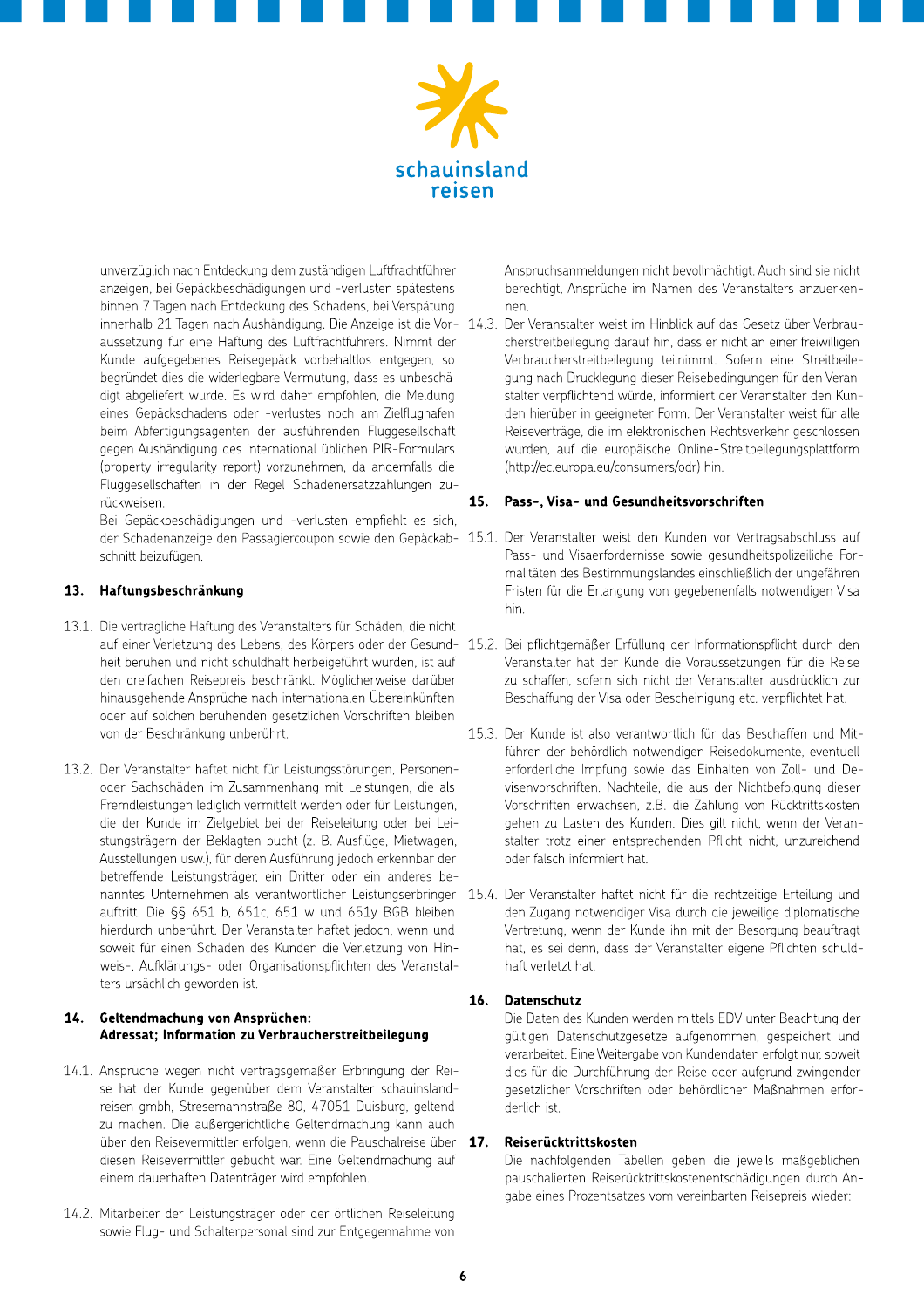unverzüglich nach Entdeckung dem zuständigen Luftfrachtführer anzeigen, bei Gepäckbeschädigungen und -verlusten spätestens binnen 7 Tagen nach Entdeckung des Schadens, bei Verspätung innerhalb 21 Tagen nach Aushändigung. Die Anzeige ist die Voraussetzung für eine Haftung des Luftfrachtführers. Nimmt der Kunde aufgegebenes Reisegepäck vorbehaltlos entgegen, so begründet dies die widerlegbare Vermutung, dass es unbeschädigt abgeliefert wurde. Es wird daher empfohlen, die Meldung eines Gepäckschadens oder -verlustes noch am Zielflughafen beim Abfertigungsagenten der ausführenden Fluggesellschaft gegen Aushändigung des international üblichen PIR-Formulars (property irregularity report) vorzunehmen, da andernfalls die Fluggesellschaften in der Regel Schadenersatzzahlungen zurückweisen.

Bei Gepäckbeschädigungen und -verlusten empfiehlt es sich, der Schadenanzeige den Passagiercoupon sowie den Gepäckabschnitt beizufügen.

## 13. Haftungsbeschränkung

13.1. Die vertragliche Haftung des Veranstalters für Schäden, die nicht auf einer Verletzung des Lebens, des Körpers oder der Gesundheit beruhen und nicht schuldhaft herbeigeführt wurden, ist auf den dreifachen Reisepreis beschränkt. Möglicherweise darüber hinausgehende Ansprüche nach internationalen Übereinkünften oder auf solchen beruhenden gesetzlichen Vorschriften bleiben von der Beschränkung unberührt.

13.2. Der Veranstalter haftet nicht für Leistungsstörungen, Personen- oder Sachschäden im Zusammenhang mit Leistungen, die als Fremdleistungen lediglich vermittelt werden oder für Leistungen, die der Kunde im Zielgebiet bei der Reiseleitung oder bei Leistungsträgern der Beklagten bucht (z. B. Ausflüge, Mietwagen, Ausstellungen usw.), für deren Ausführung jedoch erkennbar der betreffende Leistungsträger, ein Dritter oder ein anderes benanntes Unternehmen als verantwortlicher Leistungserbringer auftritt. Die §§ 651 b, 651c, 651 w und 651y BGB bleiben hierdurch unberührt. Der Veranstalter haftet jedoch, wenn und soweit für einen Schaden des Kunden die Verletzung von Hinweis-, Aufklärungs- oder Organisationspflichten des Veranstalters ursächlich geworden ist.

## 14. Geltendmachung von Ansprüchen: Adressat; Information zu Verbraucherstreitbeilegung

14.1. Ansprüche wegen nicht vertragsgemäßer Erbringung der Reise hat der Kunde gegenüber dem Veranstalter schauinsland-reisen gmbh, Stresemannstraße 80, 47051 Duisburg, geltend zu machen. Die außergerichtliche Geltendmachung kann auch über den Reisevermittler erfolgen, wenn die Pauschalreise über diesen Reisevermittler gebucht war. Eine Geltendmachung auf einem dauerhaften Datenträger wird empfohlen.

14.2. Mitarbeiter der Leistungsträger oder der örtlichen Reiseleitung sowie Flug- und Schalterpersonal sind zur Entgegennahme von Anspruchsanmeldungen nicht bevollmächtigt. Auch sind sie nicht berechtigt, Ansprüche im Namen des Veranstalters anzuerkennen.

14.3. Der Veranstalter weist im Hinblick auf das Gesetz über Verbraucherstreitbeilegung darauf hin, dass er nicht an einer freiwilligen Verbraucherstreitbeilegung teilnimmt. Sofern eine Streitbeilegung nach Drucklegung dieser Reisebedingungen für den Veranstalter verpflichtend würde, informiert der Veranstalter den Kunden hierüber in geeigneter Form. Der Veranstalter weist für alle Reiseverträge, die im elektronischen Rechtsverkehr geschlossen wurden, auf die europäische Online-Streitbeilegungsplattform (http://ec.europa.eu/consumers/odr) hin.

## 15. Pass-, Visa- und Gesundheitsvorschriften

15.1. Der Veranstalter weist den Kunden vor Vertragsabschluss auf Pass- und Visaerfordernisse sowie gesundheitspolizeiliche Formalitäten des Bestimmungslandes einschließlich der ungefähren Fristen für die Erlangung von gegebenenfalls notwendigen Visa hin.

15.2. Bei pflichtgemäßer Erfüllung der Informationspflicht durch den Veranstalter hat der Kunde die Voraussetzungen für die Reise zu schaffen, sofern sich nicht der Veranstalter ausdrücklich zur Beschaffung der Visa oder Bescheinigung etc. verpflichtet hat.

15.3. Der Kunde ist also verantwortlich für das Beschaffen und Mitführen der behördlich notwendigen Reisedokumente, eventuell erforderliche Impfung sowie das Einhalten von Zoll- und Devisenvorschriften. Nachteile, die aus der Nichtbefolgung dieser Vorschriften erwachsen, z.B. die Zahlung von Rücktrittskosten gehen zu Lasten des Kunden. Dies gilt nicht, wenn der Veranstalter trotz einer entsprechenden Pflicht nicht, unzureichend oder falsch informiert hat.

15.4. Der Veranstalter haftet nicht für die rechtzeitige Erteilung und den Zugang notwendiger Visa durch die jeweilige diplomatische Vertretung, wenn der Kunde ihn mit der Besorgung beauftragt hat, es sei denn, dass der Veranstalter eigene Pflichten schuldhaft verletzt hat.

## 16. Datenschutz

Die Daten des Kunden werden mittels EDV unter Beachtung der gültigen Datenschutzgesetze aufgenommen, gespeichert und verarbeitet. Eine Weitergabe von Kundendaten erfolgt nur, soweit dies für die Durchführung der Reise oder aufgrund zwingender gesetzlicher Vorschriften oder behördlicher Maßnahmen erforderlich ist.

## 17. Reiserücktrittskosten

Die nachfolgenden Tabellen geben die jeweils maßgeblichen pauschalierten Reiserücktrittskostenentschädigungen durch Angabe eines Prozentsatzes vom vereinbarten Reisepreis wieder: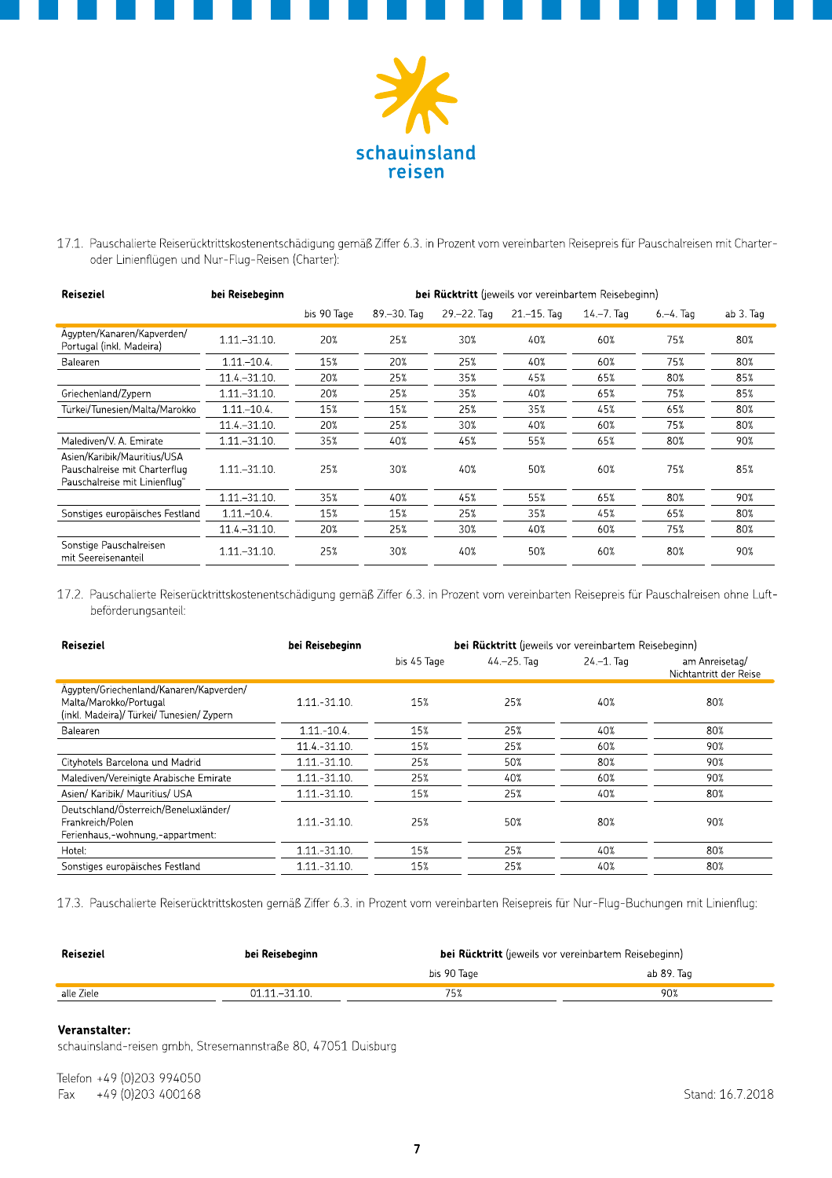schauinsland reisen

17.1. Pauschalierte Reiserücktrittskostenentschädigung gemäß Ziffer 6.3. in Prozent vom vereinbarten Reisepreis für Pauschalreisen mit Charter- oder Linienflügen und Nur-Flug-Reisen (Charter):

| **Reiseziel** | **bei Reisebeginn** | **bei Rücktritt** (jeweils vor vereinbartem Reisebeginn) | | | | | | |
|---|---|---|---|---|---|---|---|---|
| | | bis 90 Tage | 89.–30. Tag | 29.–22. Tag | 21.–15. Tag | 14.–7. Tag | 6.–4. Tag | ab 3. Tag |
| Ägypten/Kanaren/Kapverden/ Portugal (inkl. Madeira) | 1.11.–31.10. | 20% | 25% | 30% | 40% | 60% | 75% | 80% |
| Balearen | 1.11.–10.4. | 15% | 20% | 25% | 40% | 60% | 75% | 80% |
| | 11.4.–31.10. | 20% | 25% | 35% | 45% | 65% | 80% | 85% |
| Griechenland/Zypern | 1.11.–31.10. | 20% | 25% | 35% | 40% | 65% | 75% | 85% |
| Türkei/Tunesien/Malta/Marokko | 1.11.–10.4. | 15% | 15% | 25% | 35% | 45% | 65% | 80% |
| | 11.4.–31.10. | 20% | 25% | 30% | 40% | 60% | 75% | 80% |
| Malediven/V. A. Emirate | 1.11.–31.10. | 35% | 40% | 45% | 55% | 65% | 80% | 90% |
| Asien/Karibik/Mauritius/USA Pauschalreise mit Charterflug Pauschalreise mit Linienflug" | 1.11.–31.10. | 25% | 30% | 40% | 50% | 60% | 75% | 85% |
| | 1.11.–31.10. | 35% | 40% | 45% | 55% | 65% | 80% | 90% |
| Sonstiges europäisches Festland | 1.11.–10.4. | 15% | 15% | 25% | 35% | 45% | 65% | 80% |
| | 11.4.–31.10. | 20% | 25% | 30% | 40% | 60% | 75% | 80% |
| Sonstige Pauschalreisen mit Seereisenanteil | 1.11.–31.10. | 25% | 30% | 40% | 50% | 60% | 80% | 90% |

17.2. Pauschalierte Reiserücktrittskostenentschädigung gemäß Ziffer 6.3. in Prozent vom vereinbarten Reisepreis für Pauschalreisen ohne Luftbeförderungsanteil:

| **Reiseziel** | **bei Reisebeginn** | **bei Rücktritt** (jeweils vor vereinbartem Reisebeginn) | | | |
|---|---|---|---|---|---|
| | | bis 45 Tage | 44.–25. Tag | 24.–1. Tag | am Anreisetag/ Nichtantritt der Reise |
| Ägypten/Griechenland/Kanaren/Kapverden/ Malta/Marokko/Portugal (inkl. Madeira)/ Türkei/ Tunesien/ Zypern | 1.11.-31.10. | 15% | 25% | 40% | 80% |
| Balearen | 1.11.-10.4. | 15% | 25% | 40% | 80% |
| | 11.4.-31.10. | 15% | 25% | 60% | 90% |
| Cityhotels Barcelona und Madrid | 1.11.-31.10. | 25% | 50% | 80% | 90% |
| Malediven/Vereinigte Arabische Emirate | 1.11.-31.10. | 25% | 40% | 60% | 90% |
| Asien/ Karibik/ Mauritius/ USA | 1.11.-31.10. | 15% | 25% | 40% | 80% |
| Deutschland/Österreich/Beneluxländer/ Frankreich/Polen Ferienhaus,-wohnung,-appartment: | 1.11.-31.10. | 25% | 50% | 80% | 90% |
| Hotel: | 1.11.-31.10. | 15% | 25% | 40% | 80% |
| Sonstiges europäisches Festland | 1.11.-31.10. | 15% | 25% | 40% | 80% |

17.3. Pauschalierte Reiserücktrittskosten gemäß Ziffer 6.3. in Prozent vom vereinbarten Reisepreis für Nur-Flug-Buchungen mit Linienflug:

| **Reiseziel** | **bei Reisebeginn** | **bei Rücktritt** (jeweils vor vereinbartem Reisebeginn) | |
|---|---|---|---|
| | | bis 90 Tage | ab 89. Tag |
| alle Ziele | 01.11.–31.10. | 75% | 90% |

**Veranstalter:**
schauinsland-reisen gmbh, Stresemannstraße 80, 47051 Duisburg

Telefon +49 (0)203 994050
Fax +49 (0)203 400168

Stand: 16.7.2018